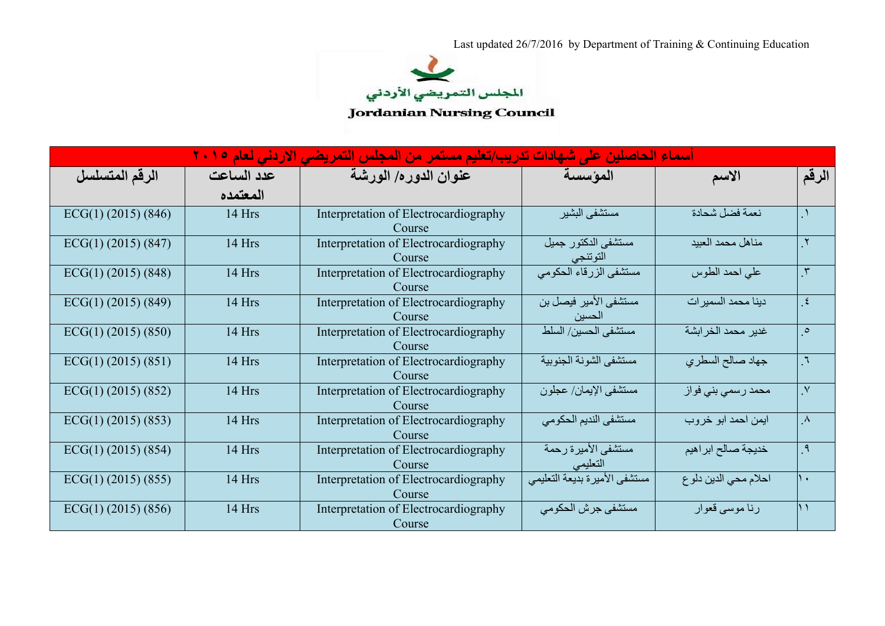Last updated 26/7/2016 by Department of Training & Continuing Education

المجلس التمريضي الأردني

Jordanian Nursing Council

| أسماء الحاصلين على شهادات تدريب/تعليم مستمر من المجلس التمريضي الاردني لعام ٢٠١٥ | | | | | |
|---|---|---|---|---|---|
| الرقم | الاسم | المؤسسة | عنوان الدوره/ الورشة | عدد الساعات المعتمده | الرقم المتسلسل |
| ١. | نعمة فضل شحادة | مستشفى البشير | Interpretation of Electrocardiography Course | 14 Hrs | ECG(1) (2015) (846) |
| ٢. | مناهل محمد العبيد | مستشفى الدكتور جميل التوتنجي | Interpretation of Electrocardiography Course | 14 Hrs | ECG(1) (2015) (847) |
| ٣. | علي احمد الطوس | مستشفى الزرقاء الحكومي | Interpretation of Electrocardiography Course | 14 Hrs | ECG(1) (2015) (848) |
| ٤. | دينا محمد السميرات | مستشفى الأمير فيصل بن الحسين | Interpretation of Electrocardiography Course | 14 Hrs | ECG(1) (2015) (849) |
| ٥. | غدير محمد الخرابشة | مستشفى الحسين/ السلط | Interpretation of Electrocardiography Course | 14 Hrs | ECG(1) (2015) (850) |
| ٦. | جهاد صالح السطري | مستشفى الشونة الجنوبية | Interpretation of Electrocardiography Course | 14 Hrs | ECG(1) (2015) (851) |
| ٧. | محمد رسمي بني فواز | مستشفى الإيمان/ عجلون | Interpretation of Electrocardiography Course | 14 Hrs | ECG(1) (2015) (852) |
| ٨. | ايمن احمد ابو خروب | مستشفى النديم الحكومي | Interpretation of Electrocardiography Course | 14 Hrs | ECG(1) (2015) (853) |
| ٩. | خديجة صالح ابراهيم | مستشفى الأميرة رحمة التعليمي | Interpretation of Electrocardiography Course | 14 Hrs | ECG(1) (2015) (854) |
| ١٠ | احلام محي الدين دلوع | مستشفى الأميرة بديعة التعليمي | Interpretation of Electrocardiography Course | 14 Hrs | ECG(1) (2015) (855) |
| ١١ | رنا موسى قعوار | مستشفى جرش الحكومي | Interpretation of Electrocardiography Course | 14 Hrs | ECG(1) (2015) (856) |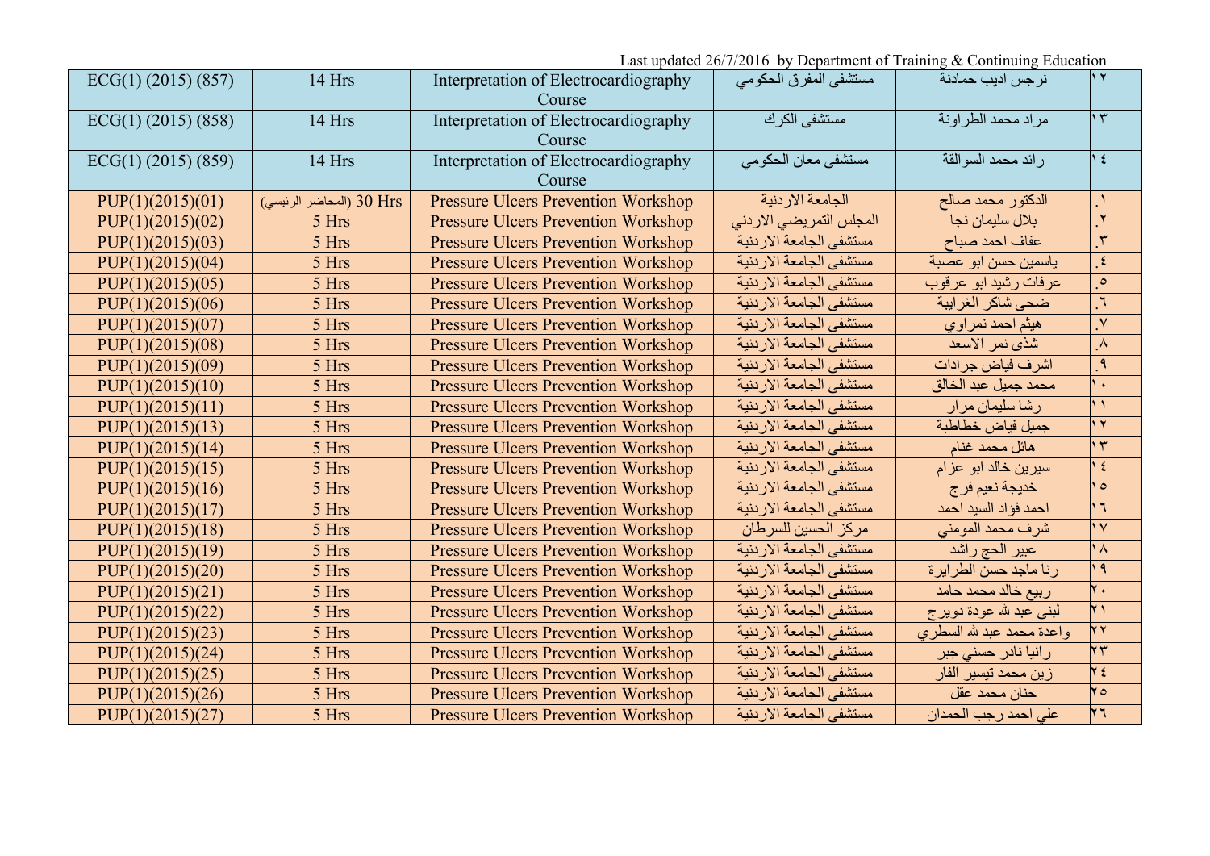Last updated 26/7/2016 by Department of Training & Continuing Education

| | | | | | |
|---|---|---|---|---|---|
| ECG(1) (2015) (857) | 14 Hrs | Interpretation of Electrocardiography Course | مستشفى المفرق الحكومي | نرجس اديب حمادنة | ١٢ |
| ECG(1) (2015) (858) | 14 Hrs | Interpretation of Electrocardiography Course | مستشفى الكرك | مراد محمد الطراونة | ١٣ |
| ECG(1) (2015) (859) | 14 Hrs | Interpretation of Electrocardiography Course | مستشفى معان الحكومي | رائد محمد السوالقة | ١٤ |
| PUP(1)(2015)(01) | 30 Hrs (المحاضر الرئيسي) | Pressure Ulcers Prevention Workshop | الجامعة الاردنية | الدكتور محمد صالح | .١ |
| PUP(1)(2015)(02) | 5 Hrs | Pressure Ulcers Prevention Workshop | المجلس التمريضي الاردني | بلال سليمان نجا | .٢ |
| PUP(1)(2015)(03) | 5 Hrs | Pressure Ulcers Prevention Workshop | مستشفى الجامعة الاردنية | عفاف احمد صباح | .٣ |
| PUP(1)(2015)(04) | 5 Hrs | Pressure Ulcers Prevention Workshop | مستشفى الجامعة الاردنية | ياسمين حسن ابو عصبة | .٤ |
| PUP(1)(2015)(05) | 5 Hrs | Pressure Ulcers Prevention Workshop | مستشفى الجامعة الاردنية | عرفات رشيد ابو عرقوب | .٥ |
| PUP(1)(2015)(06) | 5 Hrs | Pressure Ulcers Prevention Workshop | مستشفى الجامعة الاردنية | ضحى شاكر الغرايبة | .٦ |
| PUP(1)(2015)(07) | 5 Hrs | Pressure Ulcers Prevention Workshop | مستشفى الجامعة الاردنية | هيثم احمد نمراوي | .٧ |
| PUP(1)(2015)(08) | 5 Hrs | Pressure Ulcers Prevention Workshop | مستشفى الجامعة الاردنية | شذى نمر الاسعد | .٨ |
| PUP(1)(2015)(09) | 5 Hrs | Pressure Ulcers Prevention Workshop | مستشفى الجامعة الاردنية | اشرف فياض جرادات | .٩ |
| PUP(1)(2015)(10) | 5 Hrs | Pressure Ulcers Prevention Workshop | مستشفى الجامعة الاردنية | محمد جميل عبد الخالق | ١٠ |
| PUP(1)(2015)(11) | 5 Hrs | Pressure Ulcers Prevention Workshop | مستشفى الجامعة الاردنية | رشا سليمان مرار | ١١ |
| PUP(1)(2015)(13) | 5 Hrs | Pressure Ulcers Prevention Workshop | مستشفى الجامعة الاردنية | جميل فياض خطاطبة | ١٢ |
| PUP(1)(2015)(14) | 5 Hrs | Pressure Ulcers Prevention Workshop | مستشفى الجامعة الاردنية | هائل محمد غنام | ١٣ |
| PUP(1)(2015)(15) | 5 Hrs | Pressure Ulcers Prevention Workshop | مستشفى الجامعة الاردنية | سيرين خالد ابو عزام | ١٤ |
| PUP(1)(2015)(16) | 5 Hrs | Pressure Ulcers Prevention Workshop | مستشفى الجامعة الاردنية | خديجة نعيم فرج | ١٥ |
| PUP(1)(2015)(17) | 5 Hrs | Pressure Ulcers Prevention Workshop | مستشفى الجامعة الاردنية | احمد فؤاد السيد احمد | ١٦ |
| PUP(1)(2015)(18) | 5 Hrs | Pressure Ulcers Prevention Workshop | مركز الحسين للسرطان | شرف محمد المومني | ١٧ |
| PUP(1)(2015)(19) | 5 Hrs | Pressure Ulcers Prevention Workshop | مستشفى الجامعة الاردنية | عبير الحج راشد | ١٨ |
| PUP(1)(2015)(20) | 5 Hrs | Pressure Ulcers Prevention Workshop | مستشفى الجامعة الاردنية | رنا ماجد حسن الطرايرة | ١٩ |
| PUP(1)(2015)(21) | 5 Hrs | Pressure Ulcers Prevention Workshop | مستشفى الجامعة الاردنية | ربيع خالد محمد حامد | ٢٠ |
| PUP(1)(2015)(22) | 5 Hrs | Pressure Ulcers Prevention Workshop | مستشفى الجامعة الاردنية | لبنى عبد الله عودة دويرج | ٢١ |
| PUP(1)(2015)(23) | 5 Hrs | Pressure Ulcers Prevention Workshop | مستشفى الجامعة الاردنية | واعدة محمد عبد الله السطري | ٢٢ |
| PUP(1)(2015)(24) | 5 Hrs | Pressure Ulcers Prevention Workshop | مستشفى الجامعة الاردنية | رانيا نادر حسني جبر | ٢٣ |
| PUP(1)(2015)(25) | 5 Hrs | Pressure Ulcers Prevention Workshop | مستشفى الجامعة الاردنية | زين محمد تيسير الفار | ٢٤ |
| PUP(1)(2015)(26) | 5 Hrs | Pressure Ulcers Prevention Workshop | مستشفى الجامعة الاردنية | حنان محمد عقل | ٢٥ |
| PUP(1)(2015)(27) | 5 Hrs | Pressure Ulcers Prevention Workshop | مستشفى الجامعة الاردنية | علي احمد رجب الحمدان | ٢٦ |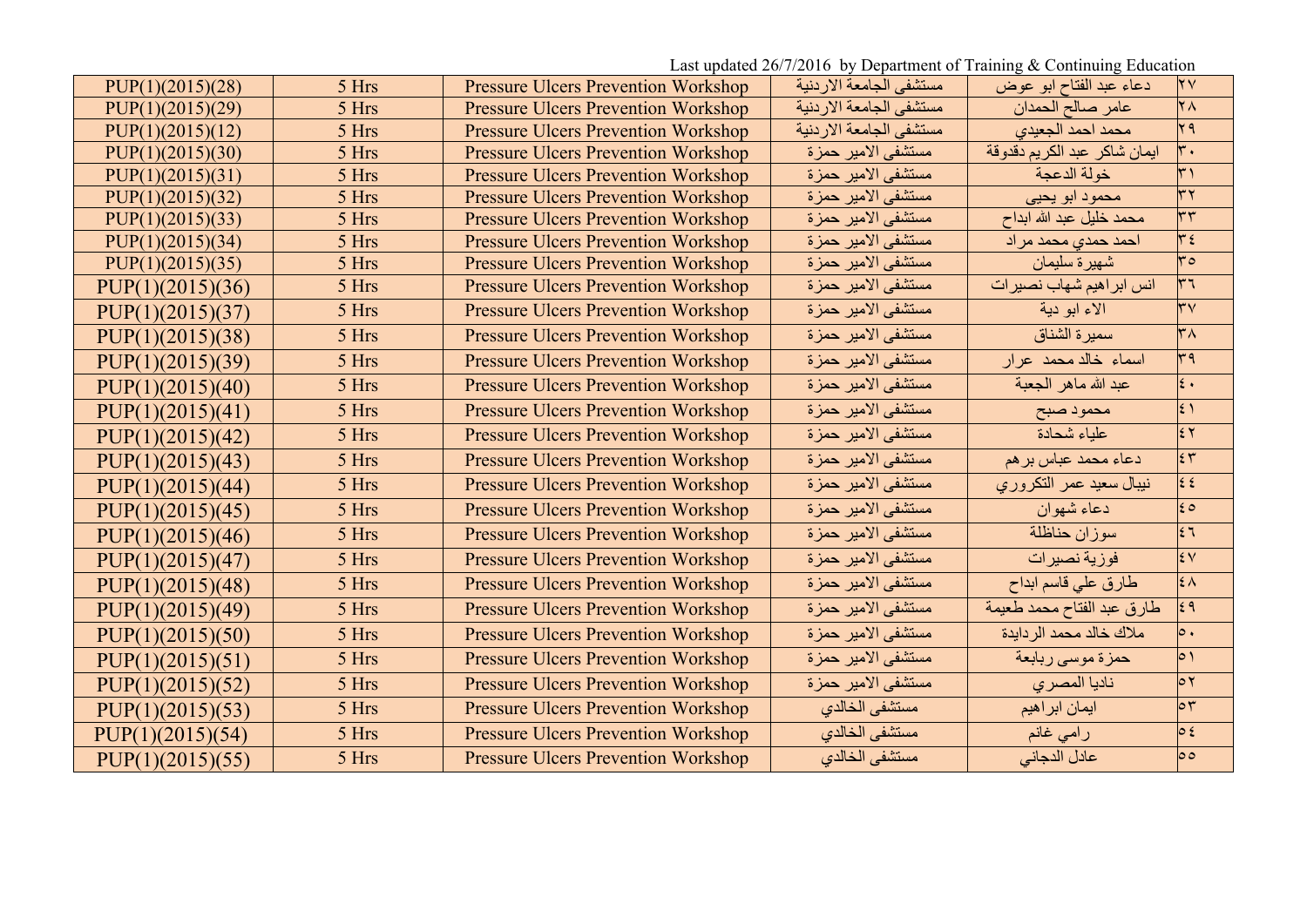Last updated 26/7/2016 by Department of Training & Continuing Education

| | | | | | |
|---|---|---|---|---|---|
| PUP(1)(2015)(28) | 5 Hrs | Pressure Ulcers Prevention Workshop | مستشفى الجامعة الاردنية | دعاء عبد الفتاح ابو عوض | ٢٧ |
| PUP(1)(2015)(29) | 5 Hrs | Pressure Ulcers Prevention Workshop | مستشفى الجامعة الاردنية | عامر صالح الحمدان | ٢٨ |
| PUP(1)(2015)(12) | 5 Hrs | Pressure Ulcers Prevention Workshop | مستشفى الجامعة الاردنية | محمد احمد الجعيدي | ٢٩ |
| PUP(1)(2015)(30) | 5 Hrs | Pressure Ulcers Prevention Workshop | مستشفى الامير حمزة | ايمان شاكر عبد الكريم دقدوقة | ٣٠ |
| PUP(1)(2015)(31) | 5 Hrs | Pressure Ulcers Prevention Workshop | مستشفى الامير حمزة | خولة الدعجة | ٣١ |
| PUP(1)(2015)(32) | 5 Hrs | Pressure Ulcers Prevention Workshop | مستشفى الامير حمزة | محمود ابو يحيى | ٣٢ |
| PUP(1)(2015)(33) | 5 Hrs | Pressure Ulcers Prevention Workshop | مستشفى الامير حمزة | محمد خليل عبد الله ابداح | ٣٣ |
| PUP(1)(2015)(34) | 5 Hrs | Pressure Ulcers Prevention Workshop | مستشفى الامير حمزة | احمد حمدي محمد مراد | ٣٤ |
| PUP(1)(2015)(35) | 5 Hrs | Pressure Ulcers Prevention Workshop | مستشفى الامير حمزة | شهيرة سليمان | ٣٥ |
| PUP(1)(2015)(36) | 5 Hrs | Pressure Ulcers Prevention Workshop | مستشفى الامير حمزة | انس ابراهيم شهاب نصيرات | ٣٦ |
| PUP(1)(2015)(37) | 5 Hrs | Pressure Ulcers Prevention Workshop | مستشفى الامير حمزة | الاء ابو دية | ٣٧ |
| PUP(1)(2015)(38) | 5 Hrs | Pressure Ulcers Prevention Workshop | مستشفى الامير حمزة | سميرة الشناق | ٣٨ |
| PUP(1)(2015)(39) | 5 Hrs | Pressure Ulcers Prevention Workshop | مستشفى الامير حمزة | اسماء خالد محمد عرار | ٣٩ |
| PUP(1)(2015)(40) | 5 Hrs | Pressure Ulcers Prevention Workshop | مستشفى الامير حمزة | عبد الله ماهر الجعبة | ٤٠ |
| PUP(1)(2015)(41) | 5 Hrs | Pressure Ulcers Prevention Workshop | مستشفى الامير حمزة | محمود صبح | ٤١ |
| PUP(1)(2015)(42) | 5 Hrs | Pressure Ulcers Prevention Workshop | مستشفى الامير حمزة | علياء شحادة | ٤٢ |
| PUP(1)(2015)(43) | 5 Hrs | Pressure Ulcers Prevention Workshop | مستشفى الامير حمزة | دعاء محمد عباس برهم | ٤٣ |
| PUP(1)(2015)(44) | 5 Hrs | Pressure Ulcers Prevention Workshop | مستشفى الامير حمزة | نيبال سعيد عمر التكروري | ٤٤ |
| PUP(1)(2015)(45) | 5 Hrs | Pressure Ulcers Prevention Workshop | مستشفى الامير حمزة | دعاء شهوان | ٤٥ |
| PUP(1)(2015)(46) | 5 Hrs | Pressure Ulcers Prevention Workshop | مستشفى الامير حمزة | سوزان حناظلة | ٤٦ |
| PUP(1)(2015)(47) | 5 Hrs | Pressure Ulcers Prevention Workshop | مستشفى الامير حمزة | فوزية نصيرات | ٤٧ |
| PUP(1)(2015)(48) | 5 Hrs | Pressure Ulcers Prevention Workshop | مستشفى الامير حمزة | طارق علي قاسم ابداح | ٤٨ |
| PUP(1)(2015)(49) | 5 Hrs | Pressure Ulcers Prevention Workshop | مستشفى الامير حمزة | طارق عبد الفتاح محمد طعيمة | ٤٩ |
| PUP(1)(2015)(50) | 5 Hrs | Pressure Ulcers Prevention Workshop | مستشفى الامير حمزة | ملاك خالد محمد الردايدة | ٥٠ |
| PUP(1)(2015)(51) | 5 Hrs | Pressure Ulcers Prevention Workshop | مستشفى الامير حمزة | حمزة موسى ربابعة | ٥١ |
| PUP(1)(2015)(52) | 5 Hrs | Pressure Ulcers Prevention Workshop | مستشفى الامير حمزة | ناديا المصري | ٥٢ |
| PUP(1)(2015)(53) | 5 Hrs | Pressure Ulcers Prevention Workshop | مستشفى الخالدي | ايمان ابراهيم | ٥٣ |
| PUP(1)(2015)(54) | 5 Hrs | Pressure Ulcers Prevention Workshop | مستشفى الخالدي | رامي غانم | ٥٤ |
| PUP(1)(2015)(55) | 5 Hrs | Pressure Ulcers Prevention Workshop | مستشفى الخالدي | عادل الدجاني | ٥٥ |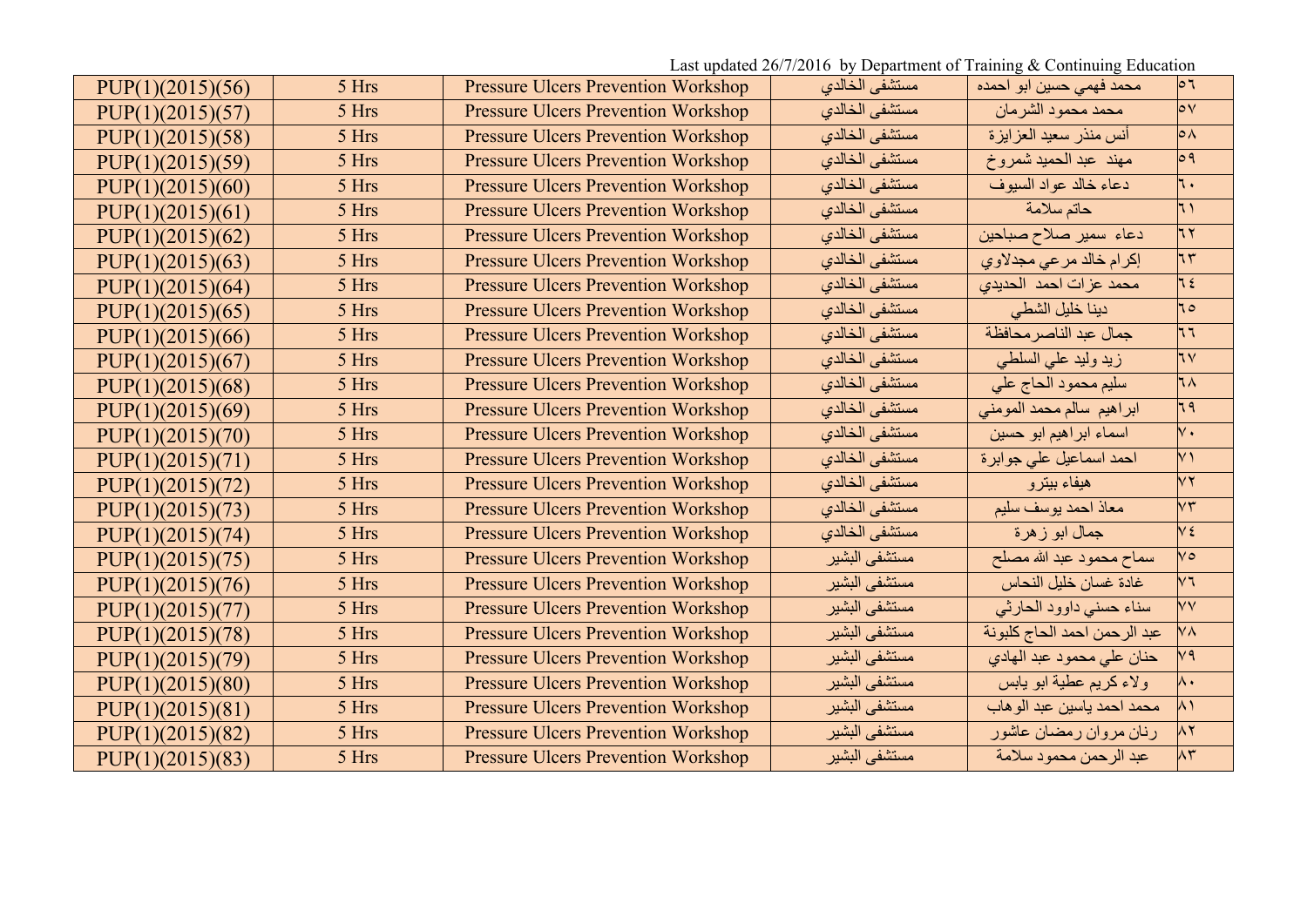| | | | | | |
|---|---|---|---|---|---|
| PUP(1)(2015)(56) | 5 Hrs | Pressure Ulcers Prevention Workshop | مستشفى الخالدي | محمد فهمي حسين ابو احمده | ٥٦ |
| PUP(1)(2015)(57) | 5 Hrs | Pressure Ulcers Prevention Workshop | مستشفى الخالدي | محمد محمود الشرمان | ٥٧ |
| PUP(1)(2015)(58) | 5 Hrs | Pressure Ulcers Prevention Workshop | مستشفى الخالدي | أنس منذر سعيد العزايزة | ٥٨ |
| PUP(1)(2015)(59) | 5 Hrs | Pressure Ulcers Prevention Workshop | مستشفى الخالدي | مهند عبد الحميد شمروخ | ٥٩ |
| PUP(1)(2015)(60) | 5 Hrs | Pressure Ulcers Prevention Workshop | مستشفى الخالدي | دعاء خالد عواد السيوف | ٦٠ |
| PUP(1)(2015)(61) | 5 Hrs | Pressure Ulcers Prevention Workshop | مستشفى الخالدي | حاتم سلامة | ٦١ |
| PUP(1)(2015)(62) | 5 Hrs | Pressure Ulcers Prevention Workshop | مستشفى الخالدي | دعاء سمير صلاح صباحين | ٦٢ |
| PUP(1)(2015)(63) | 5 Hrs | Pressure Ulcers Prevention Workshop | مستشفى الخالدي | إكرام خالد مرعي مجدلاوي | ٦٣ |
| PUP(1)(2015)(64) | 5 Hrs | Pressure Ulcers Prevention Workshop | مستشفى الخالدي | محمد عزات احمد الحديدي | ٦٤ |
| PUP(1)(2015)(65) | 5 Hrs | Pressure Ulcers Prevention Workshop | مستشفى الخالدي | دينا خليل الشطي | ٦٥ |
| PUP(1)(2015)(66) | 5 Hrs | Pressure Ulcers Prevention Workshop | مستشفى الخالدي | جمال عبد الناصر محافظة | ٦٦ |
| PUP(1)(2015)(67) | 5 Hrs | Pressure Ulcers Prevention Workshop | مستشفى الخالدي | زيد وليد علي السلطي | ٦٧ |
| PUP(1)(2015)(68) | 5 Hrs | Pressure Ulcers Prevention Workshop | مستشفى الخالدي | سليم محمود الحاج علي | ٦٨ |
| PUP(1)(2015)(69) | 5 Hrs | Pressure Ulcers Prevention Workshop | مستشفى الخالدي | ابراهيم سالم محمد المومني | ٦٩ |
| PUP(1)(2015)(70) | 5 Hrs | Pressure Ulcers Prevention Workshop | مستشفى الخالدي | اسماء ابراهيم ابو حسين | ٧٠ |
| PUP(1)(2015)(71) | 5 Hrs | Pressure Ulcers Prevention Workshop | مستشفى الخالدي | احمد اسماعيل علي جوابرة | ٧١ |
| PUP(1)(2015)(72) | 5 Hrs | Pressure Ulcers Prevention Workshop | مستشفى الخالدي | هيفاء بيترو | ٧٢ |
| PUP(1)(2015)(73) | 5 Hrs | Pressure Ulcers Prevention Workshop | مستشفى الخالدي | معاذ احمد يوسف سليم | ٧٣ |
| PUP(1)(2015)(74) | 5 Hrs | Pressure Ulcers Prevention Workshop | مستشفى الخالدي | جمال ابو زهرة | ٧٤ |
| PUP(1)(2015)(75) | 5 Hrs | Pressure Ulcers Prevention Workshop | مستشفى البشير | سماح محمود عبد الله مصلح | ٧٥ |
| PUP(1)(2015)(76) | 5 Hrs | Pressure Ulcers Prevention Workshop | مستشفى البشير | غادة غسان خليل النحاس | ٧٦ |
| PUP(1)(2015)(77) | 5 Hrs | Pressure Ulcers Prevention Workshop | مستشفى البشير | سناء حسني داوود الحارثي | ٧٧ |
| PUP(1)(2015)(78) | 5 Hrs | Pressure Ulcers Prevention Workshop | مستشفى البشير | عبد الرحمن احمد الحاج كلبونة | ٧٨ |
| PUP(1)(2015)(79) | 5 Hrs | Pressure Ulcers Prevention Workshop | مستشفى البشير | حنان علي محمود عبد الهادي | ٧٩ |
| PUP(1)(2015)(80) | 5 Hrs | Pressure Ulcers Prevention Workshop | مستشفى البشير | ولاء كريم عطية ابو يابس | ٨٠ |
| PUP(1)(2015)(81) | 5 Hrs | Pressure Ulcers Prevention Workshop | مستشفى البشير | محمد احمد ياسين عبد الوهاب | ٨١ |
| PUP(1)(2015)(82) | 5 Hrs | Pressure Ulcers Prevention Workshop | مستشفى البشير | رنان مروان رمضان عاشور | ٨٢ |
| PUP(1)(2015)(83) | 5 Hrs | Pressure Ulcers Prevention Workshop | مستشفى البشير | عبد الرحمن محمود سلامة | ٨٣ |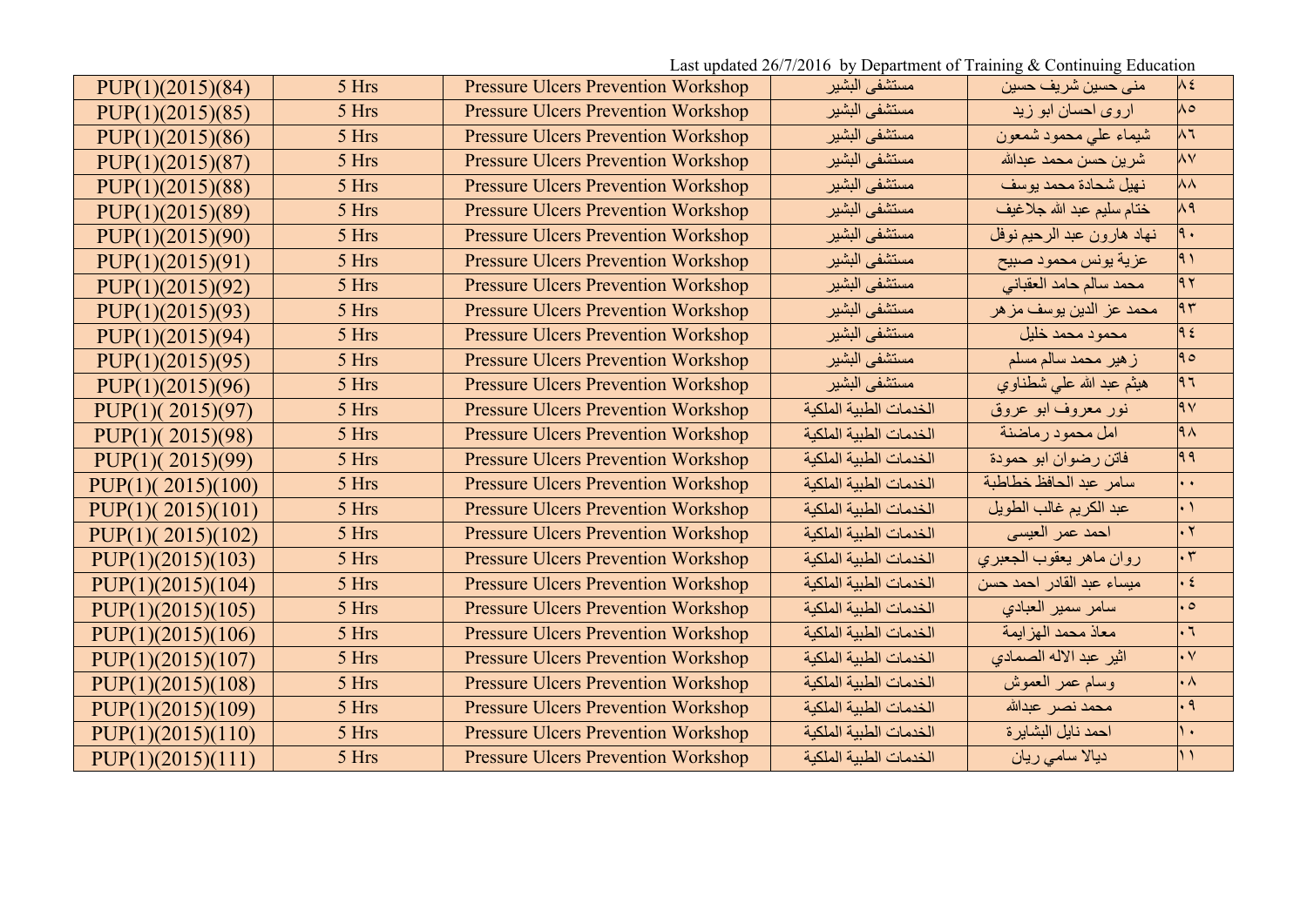Last updated 26/7/2016 by Department of Training & Continuing Education

| | | | | | |
|---|---|---|---|---|---|
| PUP(1)(2015)(84) | 5 Hrs | Pressure Ulcers Prevention Workshop | مستشفى البشير | منى حسين شريف حسين | ٨٤ |
| PUP(1)(2015)(85) | 5 Hrs | Pressure Ulcers Prevention Workshop | مستشفى البشير | اروى احسان ابو زيد | ٨٥ |
| PUP(1)(2015)(86) | 5 Hrs | Pressure Ulcers Prevention Workshop | مستشفى البشير | شيماء علي محمود شمعون | ٨٦ |
| PUP(1)(2015)(87) | 5 Hrs | Pressure Ulcers Prevention Workshop | مستشفى البشير | شرين حسن محمد عبدالله | ٨٧ |
| PUP(1)(2015)(88) | 5 Hrs | Pressure Ulcers Prevention Workshop | مستشفى البشير | نهيل شحادة محمد يوسف | ٨٨ |
| PUP(1)(2015)(89) | 5 Hrs | Pressure Ulcers Prevention Workshop | مستشفى البشير | ختام سليم عبد الله جلاغيف | ٨٩ |
| PUP(1)(2015)(90) | 5 Hrs | Pressure Ulcers Prevention Workshop | مستشفى البشير | نهاد هارون عبد الرحيم نوفل | ٩٠ |
| PUP(1)(2015)(91) | 5 Hrs | Pressure Ulcers Prevention Workshop | مستشفى البشير | عزية يونس محمود صبيح | ٩١ |
| PUP(1)(2015)(92) | 5 Hrs | Pressure Ulcers Prevention Workshop | مستشفى البشير | محمد سالم حامد العقباني | ٩٢ |
| PUP(1)(2015)(93) | 5 Hrs | Pressure Ulcers Prevention Workshop | مستشفى البشير | محمد عز الدين يوسف مزهر | ٩٣ |
| PUP(1)(2015)(94) | 5 Hrs | Pressure Ulcers Prevention Workshop | مستشفى البشير | محمود محمد خليل | ٩٤ |
| PUP(1)(2015)(95) | 5 Hrs | Pressure Ulcers Prevention Workshop | مستشفى البشير | زهير محمد سالم مسلم | ٩٥ |
| PUP(1)(2015)(96) | 5 Hrs | Pressure Ulcers Prevention Workshop | مستشفى البشير | هيثم عبد الله علي شطناوي | ٩٦ |
| PUP(1)( 2015)(97) | 5 Hrs | Pressure Ulcers Prevention Workshop | الخدمات الطبية الملكية | نور معروف ابو عروق | ٩٧ |
| PUP(1)( 2015)(98) | 5 Hrs | Pressure Ulcers Prevention Workshop | الخدمات الطبية الملكية | امل محمود رماضنة | ٩٨ |
| PUP(1)( 2015)(99) | 5 Hrs | Pressure Ulcers Prevention Workshop | الخدمات الطبية الملكية | فاتن رضوان ابو حمودة | ٩٩ |
| PUP(1)( 2015)(100) | 5 Hrs | Pressure Ulcers Prevention Workshop | الخدمات الطبية الملكية | سامر عبد الحافظ خطاطبة | ٠٠ |
| PUP(1)( 2015)(101) | 5 Hrs | Pressure Ulcers Prevention Workshop | الخدمات الطبية الملكية | عبد الكريم غالب الطويل | ٠١ |
| PUP(1)( 2015)(102) | 5 Hrs | Pressure Ulcers Prevention Workshop | الخدمات الطبية الملكية | احمد عمر العيسى | ٠٢ |
| PUP(1)(2015)(103) | 5 Hrs | Pressure Ulcers Prevention Workshop | الخدمات الطبية الملكية | روان ماهر يعقوب الجعبري | ٠٣ |
| PUP(1)(2015)(104) | 5 Hrs | Pressure Ulcers Prevention Workshop | الخدمات الطبية الملكية | ميساء عبد القادر احمد حسن | ٠٤ |
| PUP(1)(2015)(105) | 5 Hrs | Pressure Ulcers Prevention Workshop | الخدمات الطبية الملكية | سامر سمير العبادي | ٠٥ |
| PUP(1)(2015)(106) | 5 Hrs | Pressure Ulcers Prevention Workshop | الخدمات الطبية الملكية | معاذ محمد الهزايمة | ٠٦ |
| PUP(1)(2015)(107) | 5 Hrs | Pressure Ulcers Prevention Workshop | الخدمات الطبية الملكية | اثير عبد الاله الصمادي | ٠٧ |
| PUP(1)(2015)(108) | 5 Hrs | Pressure Ulcers Prevention Workshop | الخدمات الطبية الملكية | وسام عمر العموش | ٠٨ |
| PUP(1)(2015)(109) | 5 Hrs | Pressure Ulcers Prevention Workshop | الخدمات الطبية الملكية | محمد نصر عبدالله | ٠٩ |
| PUP(1)(2015)(110) | 5 Hrs | Pressure Ulcers Prevention Workshop | الخدمات الطبية الملكية | احمد نايل البشايرة | ١٠ |
| PUP(1)(2015)(111) | 5 Hrs | Pressure Ulcers Prevention Workshop | الخدمات الطبية الملكية | ديالا سامي ريان | ١١ |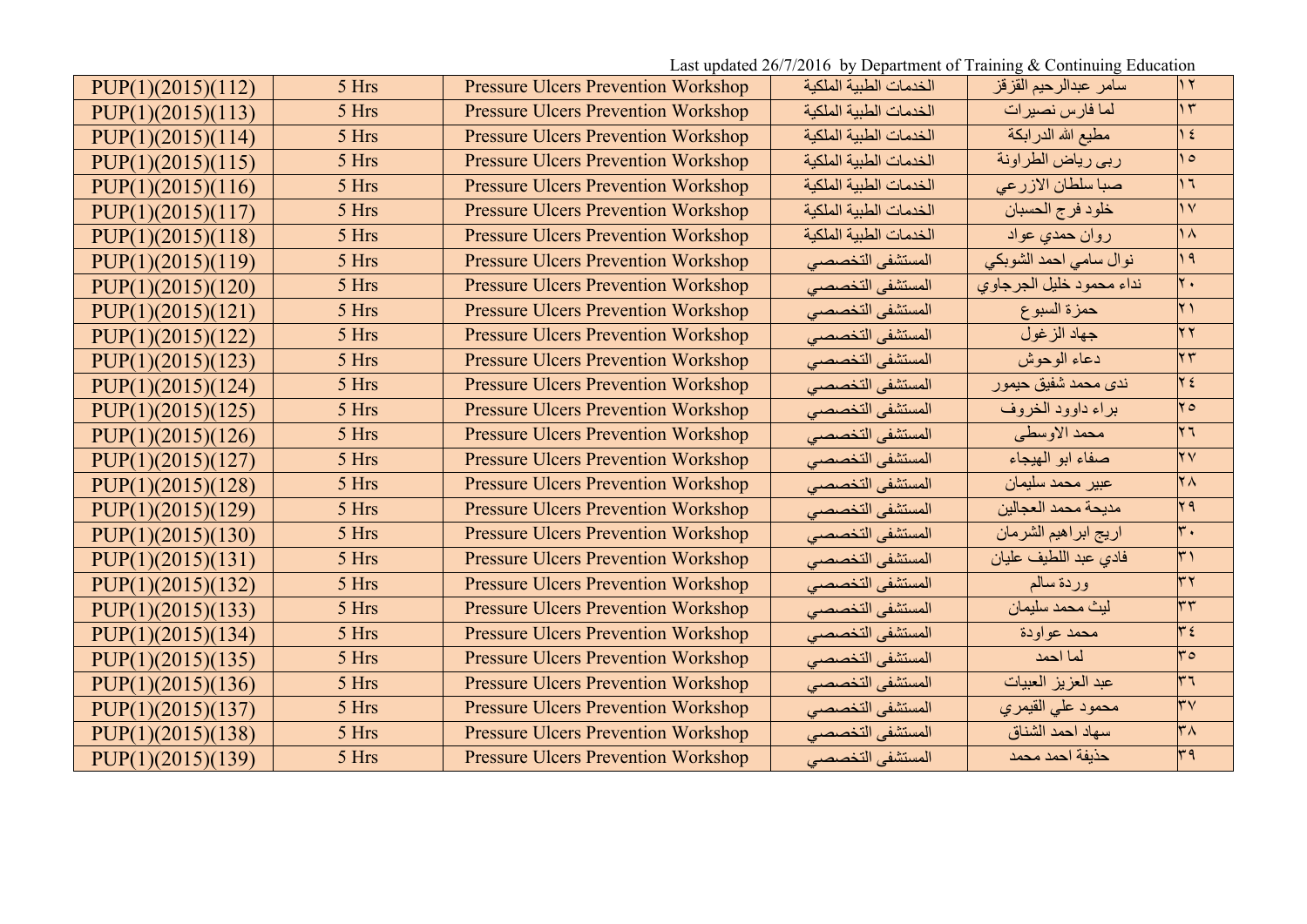Last updated 26/7/2016 by Department of Training & Continuing Education

| | | | | | |
|---|---|---|---|---|---|
| PUP(1)(2015)(112) | 5 Hrs | Pressure Ulcers Prevention Workshop | الخدمات الطبية الملكية | سامر عبدالرحيم القزقز | ١٢ |
| PUP(1)(2015)(113) | 5 Hrs | Pressure Ulcers Prevention Workshop | الخدمات الطبية الملكية | لما فارس نصيرات | ١٣ |
| PUP(1)(2015)(114) | 5 Hrs | Pressure Ulcers Prevention Workshop | الخدمات الطبية الملكية | مطيع الله الدرابكة | ١٤ |
| PUP(1)(2015)(115) | 5 Hrs | Pressure Ulcers Prevention Workshop | الخدمات الطبية الملكية | ربى رياض الطراونة | ١٥ |
| PUP(1)(2015)(116) | 5 Hrs | Pressure Ulcers Prevention Workshop | الخدمات الطبية الملكية | صبا سلطان الازرعي | ١٦ |
| PUP(1)(2015)(117) | 5 Hrs | Pressure Ulcers Prevention Workshop | الخدمات الطبية الملكية | خلود فرج الحسبان | ١٧ |
| PUP(1)(2015)(118) | 5 Hrs | Pressure Ulcers Prevention Workshop | الخدمات الطبية الملكية | روان حمدي عواد | ١٨ |
| PUP(1)(2015)(119) | 5 Hrs | Pressure Ulcers Prevention Workshop | المستشفى التخصصي | نوال سامي احمد الشوبكي | ١٩ |
| PUP(1)(2015)(120) | 5 Hrs | Pressure Ulcers Prevention Workshop | المستشفى التخصصي | نداء محمود خليل الجرجاوي | ٢٠ |
| PUP(1)(2015)(121) | 5 Hrs | Pressure Ulcers Prevention Workshop | المستشفى التخصصي | حمزة السبوع | ٢١ |
| PUP(1)(2015)(122) | 5 Hrs | Pressure Ulcers Prevention Workshop | المستشفى التخصصي | جهاد الزغول | ٢٢ |
| PUP(1)(2015)(123) | 5 Hrs | Pressure Ulcers Prevention Workshop | المستشفى التخصصي | دعاء الوحوش | ٢٣ |
| PUP(1)(2015)(124) | 5 Hrs | Pressure Ulcers Prevention Workshop | المستشفى التخصصي | ندى محمد شفيق حيمور | ٢٤ |
| PUP(1)(2015)(125) | 5 Hrs | Pressure Ulcers Prevention Workshop | المستشفى التخصصي | براء داوود الخروف | ٢٥ |
| PUP(1)(2015)(126) | 5 Hrs | Pressure Ulcers Prevention Workshop | المستشفى التخصصي | محمد الاوسطى | ٢٦ |
| PUP(1)(2015)(127) | 5 Hrs | Pressure Ulcers Prevention Workshop | المستشفى التخصصي | صفاء ابو الهيجاء | ٢٧ |
| PUP(1)(2015)(128) | 5 Hrs | Pressure Ulcers Prevention Workshop | المستشفى التخصصي | عبير محمد سليمان | ٢٨ |
| PUP(1)(2015)(129) | 5 Hrs | Pressure Ulcers Prevention Workshop | المستشفى التخصصي | مديحة محمد العجالين | ٢٩ |
| PUP(1)(2015)(130) | 5 Hrs | Pressure Ulcers Prevention Workshop | المستشفى التخصصي | اريج ابراهيم الشرمان | ٣٠ |
| PUP(1)(2015)(131) | 5 Hrs | Pressure Ulcers Prevention Workshop | المستشفى التخصصي | فادي عبد اللطيف عليان | ٣١ |
| PUP(1)(2015)(132) | 5 Hrs | Pressure Ulcers Prevention Workshop | المستشفى التخصصي | وردة سالم | ٣٢ |
| PUP(1)(2015)(133) | 5 Hrs | Pressure Ulcers Prevention Workshop | المستشفى التخصصي | ليث محمد سليمان | ٣٣ |
| PUP(1)(2015)(134) | 5 Hrs | Pressure Ulcers Prevention Workshop | المستشفى التخصصي | محمد عواودة | ٣٤ |
| PUP(1)(2015)(135) | 5 Hrs | Pressure Ulcers Prevention Workshop | المستشفى التخصصي | لما احمد | ٣٥ |
| PUP(1)(2015)(136) | 5 Hrs | Pressure Ulcers Prevention Workshop | المستشفى التخصصي | عبد العزيز العبيات | ٣٦ |
| PUP(1)(2015)(137) | 5 Hrs | Pressure Ulcers Prevention Workshop | المستشفى التخصصي | محمود علي القيمري | ٣٧ |
| PUP(1)(2015)(138) | 5 Hrs | Pressure Ulcers Prevention Workshop | المستشفى التخصصي | سهاد احمد الشناق | ٣٨ |
| PUP(1)(2015)(139) | 5 Hrs | Pressure Ulcers Prevention Workshop | المستشفى التخصصي | حذيفة احمد محمد | ٣٩ |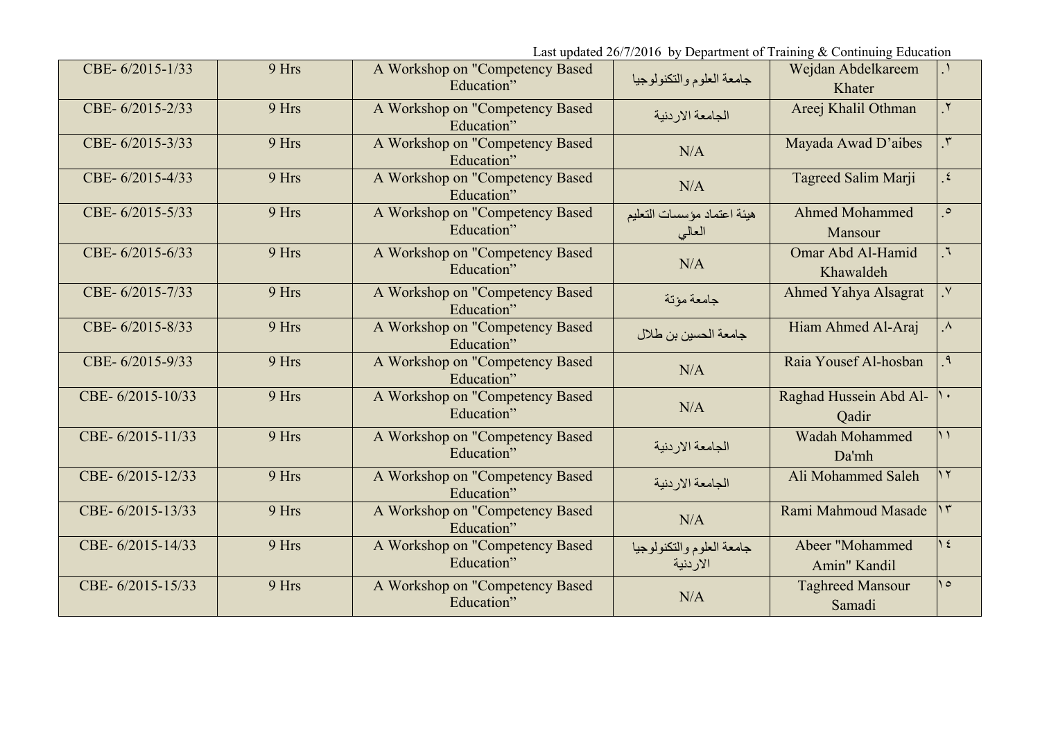Last updated 26/7/2016 by Department of Training & Continuing Education

| | | | | | |
|---|---|---|---|---|---|
| CBE- 6/2015-1/33 | 9 Hrs | A Workshop on "Competency Based Education" | جامعة العلوم والتكنولوجيا | Wejdan Abdelkareem Khater | .١ |
| CBE- 6/2015-2/33 | 9 Hrs | A Workshop on "Competency Based Education" | الجامعة الاردنية | Areej Khalil Othman | .٢ |
| CBE- 6/2015-3/33 | 9 Hrs | A Workshop on "Competency Based Education" | N/A | Mayada Awad D'aibes | .٣ |
| CBE- 6/2015-4/33 | 9 Hrs | A Workshop on "Competency Based Education" | N/A | Tagreed Salim Marji | .٤ |
| CBE- 6/2015-5/33 | 9 Hrs | A Workshop on "Competency Based Education" | هيئة اعتماد مؤسسات التعليم العالي | Ahmed Mohammed Mansour | .٥ |
| CBE- 6/2015-6/33 | 9 Hrs | A Workshop on "Competency Based Education" | N/A | Omar Abd Al-Hamid Khawaldeh | .٦ |
| CBE- 6/2015-7/33 | 9 Hrs | A Workshop on "Competency Based Education" | جامعة مؤتة | Ahmed Yahya Alsagrat | .٧ |
| CBE- 6/2015-8/33 | 9 Hrs | A Workshop on "Competency Based Education" | جامعة الحسين بن طلال | Hiam Ahmed Al-Araj | .٨ |
| CBE- 6/2015-9/33 | 9 Hrs | A Workshop on "Competency Based Education" | N/A | Raia Yousef Al-hosban | .٩ |
| CBE- 6/2015-10/33 | 9 Hrs | A Workshop on "Competency Based Education" | N/A | Raghad Hussein Abd Al-Qadir | ١٠ |
| CBE- 6/2015-11/33 | 9 Hrs | A Workshop on "Competency Based Education" | الجامعة الاردنية | Wadah Mohammed Da'mh | ١١ |
| CBE- 6/2015-12/33 | 9 Hrs | A Workshop on "Competency Based Education" | الجامعة الاردنية | Ali Mohammed Saleh | ١٢ |
| CBE- 6/2015-13/33 | 9 Hrs | A Workshop on "Competency Based Education" | N/A | Rami Mahmoud Masade | ١٣ |
| CBE- 6/2015-14/33 | 9 Hrs | A Workshop on "Competency Based Education" | جامعة العلوم والتكنولوجيا الاردنية | Abeer "Mohammed Amin" Kandil | ١٤ |
| CBE- 6/2015-15/33 | 9 Hrs | A Workshop on "Competency Based Education" | N/A | Taghreed Mansour Samadi | ١٥ |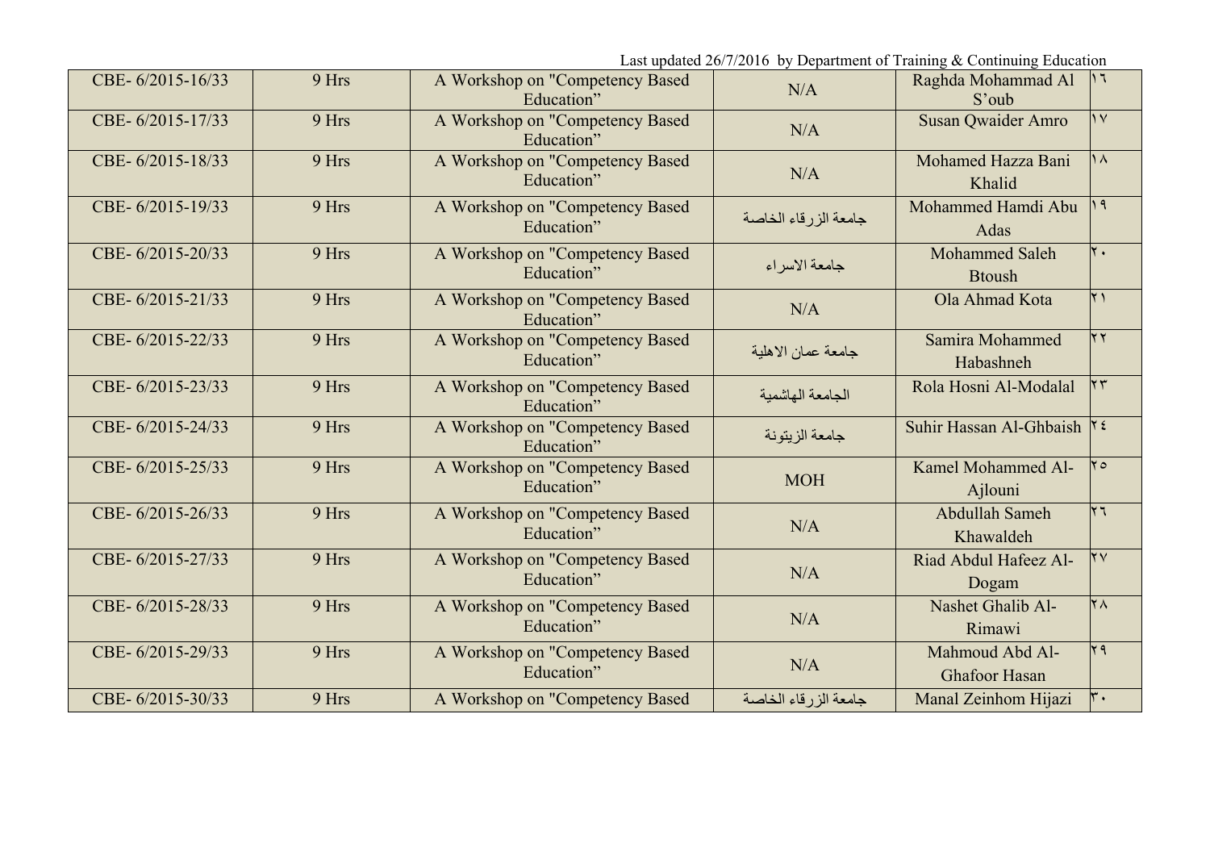| | | | | | |
|---|---|---|---|---|---|
| CBE- 6/2015-16/33 | 9 Hrs | A Workshop on "Competency Based Education" | N/A | Raghda Mohammad Al S'oub | ١٦ |
| CBE- 6/2015-17/33 | 9 Hrs | A Workshop on "Competency Based Education" | N/A | Susan Qwaider Amro | ١٧ |
| CBE- 6/2015-18/33 | 9 Hrs | A Workshop on "Competency Based Education" | N/A | Mohamed Hazza Bani Khalid | ١٨ |
| CBE- 6/2015-19/33 | 9 Hrs | A Workshop on "Competency Based Education" | جامعة الزرقاء الخاصة | Mohammed Hamdi Abu Adas | ١٩ |
| CBE- 6/2015-20/33 | 9 Hrs | A Workshop on "Competency Based Education" | جامعة الاسراء | Mohammed Saleh Btoush | ٢٠ |
| CBE- 6/2015-21/33 | 9 Hrs | A Workshop on "Competency Based Education" | N/A | Ola Ahmad Kota | ٢١ |
| CBE- 6/2015-22/33 | 9 Hrs | A Workshop on "Competency Based Education" | جامعة عمان الاهلية | Samira Mohammed Habashneh | ٢٢ |
| CBE- 6/2015-23/33 | 9 Hrs | A Workshop on "Competency Based Education" | الجامعة الهاشمية | Rola Hosni Al-Modalal | ٢٣ |
| CBE- 6/2015-24/33 | 9 Hrs | A Workshop on "Competency Based Education" | جامعة الزيتونة | Suhir Hassan Al-Ghbaish | ٢٤ |
| CBE- 6/2015-25/33 | 9 Hrs | A Workshop on "Competency Based Education" | MOH | Kamel Mohammed Al-Ajlouni | ٢٥ |
| CBE- 6/2015-26/33 | 9 Hrs | A Workshop on "Competency Based Education" | N/A | Abdullah Sameh Khawaldeh | ٢٦ |
| CBE- 6/2015-27/33 | 9 Hrs | A Workshop on "Competency Based Education" | N/A | Riad Abdul Hafeez Al-Dogam | ٢٧ |
| CBE- 6/2015-28/33 | 9 Hrs | A Workshop on "Competency Based Education" | N/A | Nashet Ghalib Al-Rimawi | ٢٨ |
| CBE- 6/2015-29/33 | 9 Hrs | A Workshop on "Competency Based Education" | N/A | Mahmoud Abd Al-Ghafoor Hasan | ٢٩ |
| CBE- 6/2015-30/33 | 9 Hrs | A Workshop on "Competency Based | جامعة الزرقاء الخاصة | Manal Zeinhom Hijazi | ٣٠ |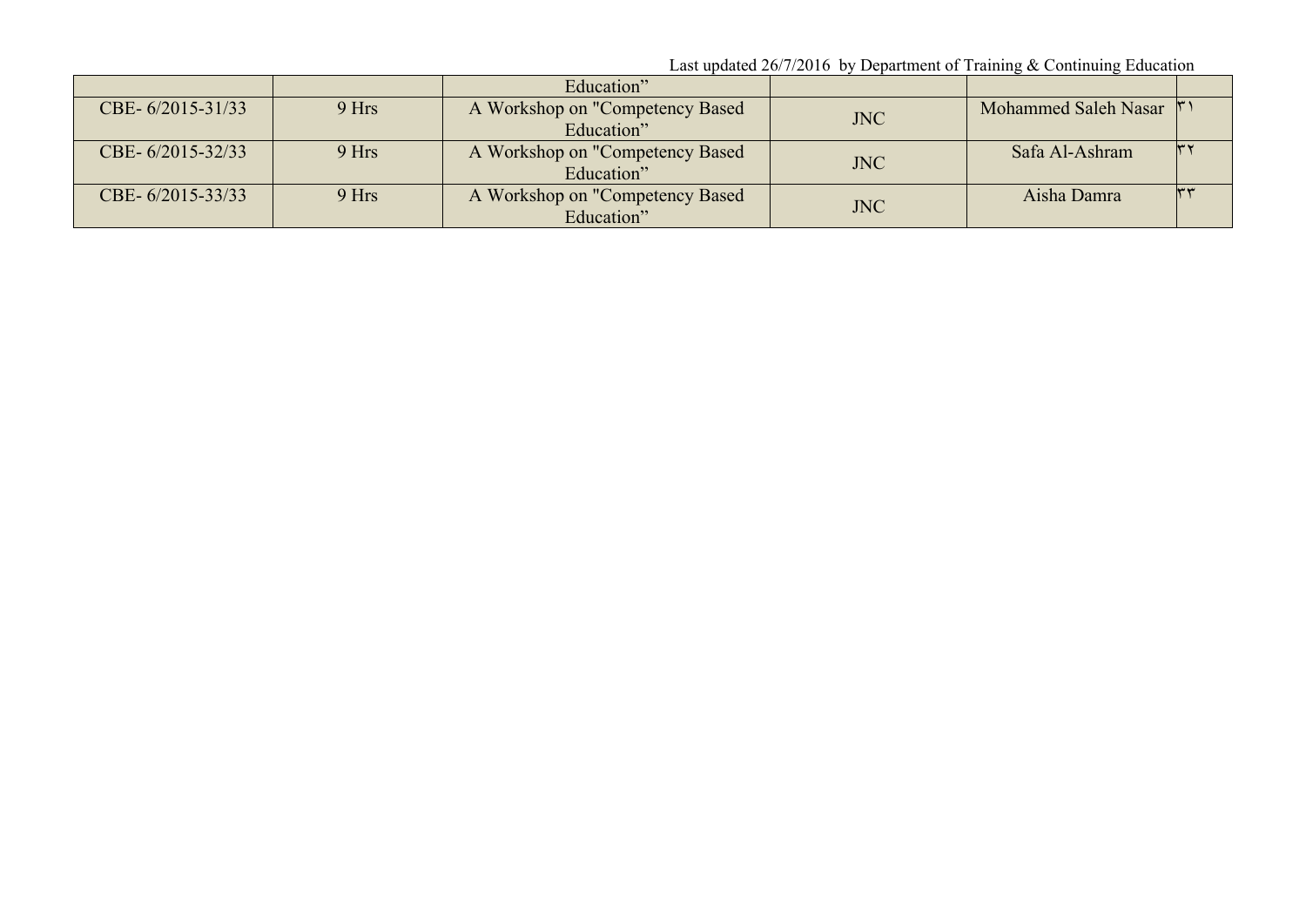Last updated 26/7/2016 by Department of Training & Continuing Education

| | | | | | |
|---|---|---|---|---|---|
| | | Education" | | | |
| CBE- 6/2015-31/33 | 9 Hrs | A Workshop on "Competency Based Education" | JNC | Mohammed Saleh Nasar | ٣١ |
| CBE- 6/2015-32/33 | 9 Hrs | A Workshop on "Competency Based Education" | JNC | Safa Al-Ashram | ٣٢ |
| CBE- 6/2015-33/33 | 9 Hrs | A Workshop on "Competency Based Education" | JNC | Aisha Damra | ٣٣ |